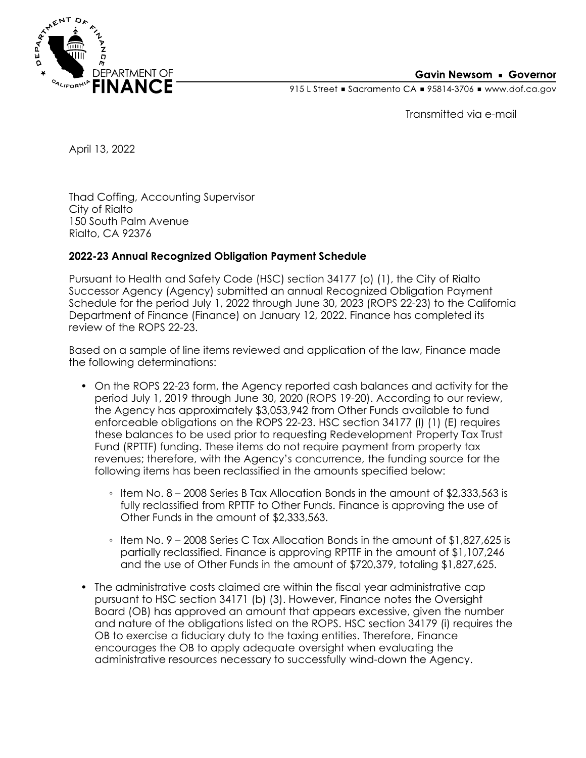DEPARTMENT OF FINANCE

**Gavin Newsom ▪ Governor**

915 L Street ▪ Sacramento CA ▪ 95814-3706 ▪ www.dof.ca.gov

Transmitted via e-mail

April 13, 2022

Thad Coffing, Accounting Supervisor
City of Rialto
150 South Palm Avenue
Rialto, CA 92376

**2022-23 Annual Recognized Obligation Payment Schedule**

Pursuant to Health and Safety Code (HSC) section 34177 (o) (1), the City of Rialto Successor Agency (Agency) submitted an annual Recognized Obligation Payment Schedule for the period July 1, 2022 through June 30, 2023 (ROPS 22-23) to the California Department of Finance (Finance) on January 12, 2022. Finance has completed its review of the ROPS 22-23.

Based on a sample of line items reviewed and application of the law, Finance made the following determinations:

- On the ROPS 22-23 form, the Agency reported cash balances and activity for the period July 1, 2019 through June 30, 2020 (ROPS 19-20). According to our review, the Agency has approximately $3,053,942 from Other Funds available to fund enforceable obligations on the ROPS 22-23. HSC section 34177 (l) (1) (E) requires these balances to be used prior to requesting Redevelopment Property Tax Trust Fund (RPTTF) funding. These items do not require payment from property tax revenues; therefore, with the Agency's concurrence, the funding source for the following items has been reclassified in the amounts specified below:
    - Item No. 8 – 2008 Series B Tax Allocation Bonds in the amount of $2,333,563 is fully reclassified from RPTTF to Other Funds. Finance is approving the use of Other Funds in the amount of $2,333,563.
    - Item No. 9 – 2008 Series C Tax Allocation Bonds in the amount of $1,827,625 is partially reclassified. Finance is approving RPTTF in the amount of $1,107,246 and the use of Other Funds in the amount of $720,379, totaling $1,827,625.
- The administrative costs claimed are within the fiscal year administrative cap pursuant to HSC section 34171 (b) (3). However, Finance notes the Oversight Board (OB) has approved an amount that appears excessive, given the number and nature of the obligations listed on the ROPS. HSC section 34179 (i) requires the OB to exercise a fiduciary duty to the taxing entities. Therefore, Finance encourages the OB to apply adequate oversight when evaluating the administrative resources necessary to successfully wind-down the Agency.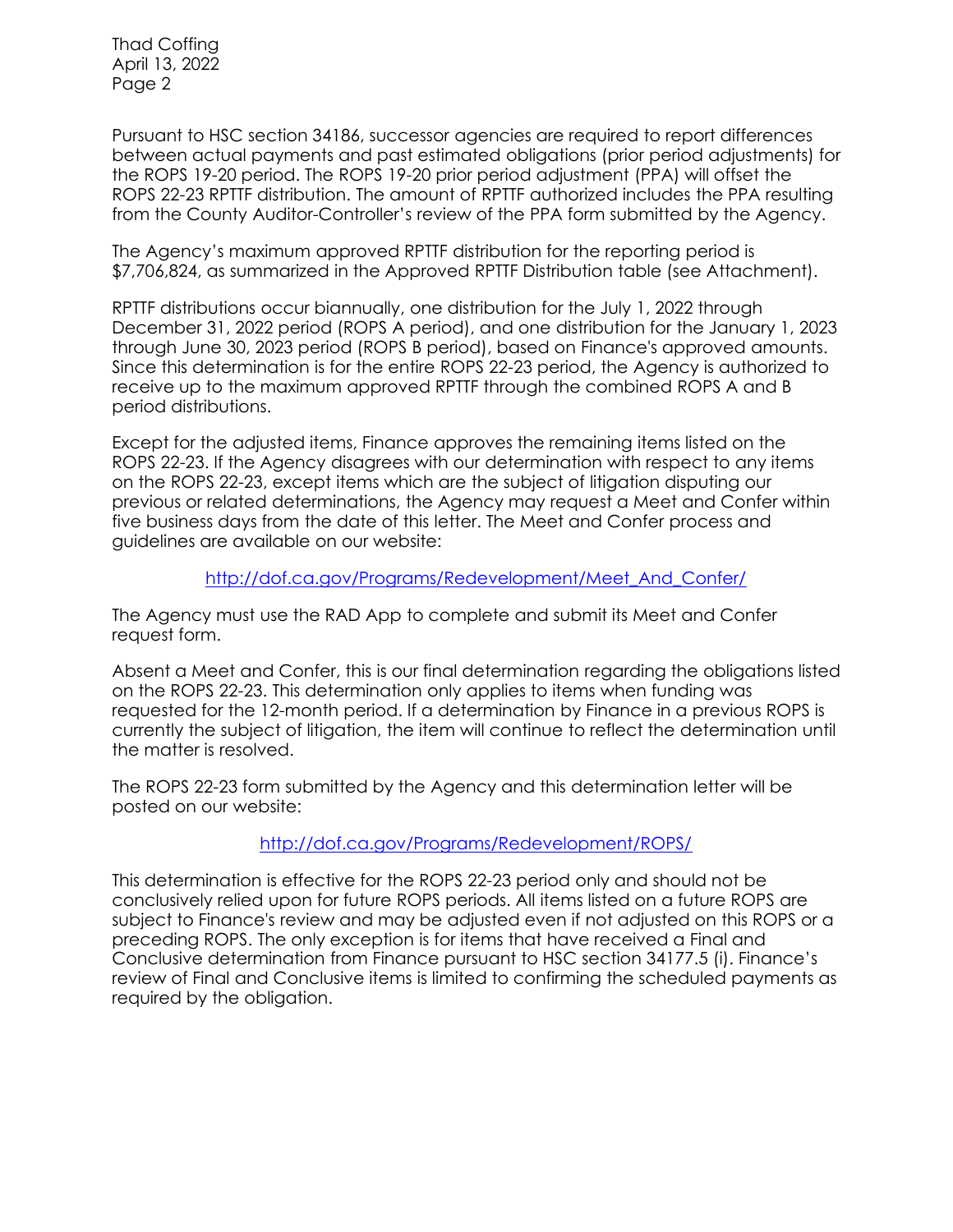Pursuant to HSC section 34186, successor agencies are required to report differences between actual payments and past estimated obligations (prior period adjustments) for the ROPS 19-20 period. The ROPS 19-20 prior period adjustment (PPA) will offset the ROPS 22-23 RPTTF distribution. The amount of RPTTF authorized includes the PPA resulting from the County Auditor-Controller's review of the PPA form submitted by the Agency.

The Agency's maximum approved RPTTF distribution for the reporting period is $7,706,824, as summarized in the Approved RPTTF Distribution table (see Attachment).

RPTTF distributions occur biannually, one distribution for the July 1, 2022 through December 31, 2022 period (ROPS A period), and one distribution for the January 1, 2023 through June 30, 2023 period (ROPS B period), based on Finance's approved amounts. Since this determination is for the entire ROPS 22-23 period, the Agency is authorized to receive up to the maximum approved RPTTF through the combined ROPS A and B period distributions.

Except for the adjusted items, Finance approves the remaining items listed on the ROPS 22-23. If the Agency disagrees with our determination with respect to any items on the ROPS 22-23, except items which are the subject of litigation disputing our previous or related determinations, the Agency may request a Meet and Confer within five business days from the date of this letter. The Meet and Confer process and guidelines are available on our website:

http://dof.ca.gov/Programs/Redevelopment/Meet_And_Confer/

The Agency must use the RAD App to complete and submit its Meet and Confer request form.

Absent a Meet and Confer, this is our final determination regarding the obligations listed on the ROPS 22-23. This determination only applies to items when funding was requested for the 12-month period. If a determination by Finance in a previous ROPS is currently the subject of litigation, the item will continue to reflect the determination until the matter is resolved.

The ROPS 22-23 form submitted by the Agency and this determination letter will be posted on our website:

http://dof.ca.gov/Programs/Redevelopment/ROPS/

This determination is effective for the ROPS 22-23 period only and should not be conclusively relied upon for future ROPS periods. All items listed on a future ROPS are subject to Finance's review and may be adjusted even if not adjusted on this ROPS or a preceding ROPS. The only exception is for items that have received a Final and Conclusive determination from Finance pursuant to HSC section 34177.5 (i). Finance's review of Final and Conclusive items is limited to confirming the scheduled payments as required by the obligation.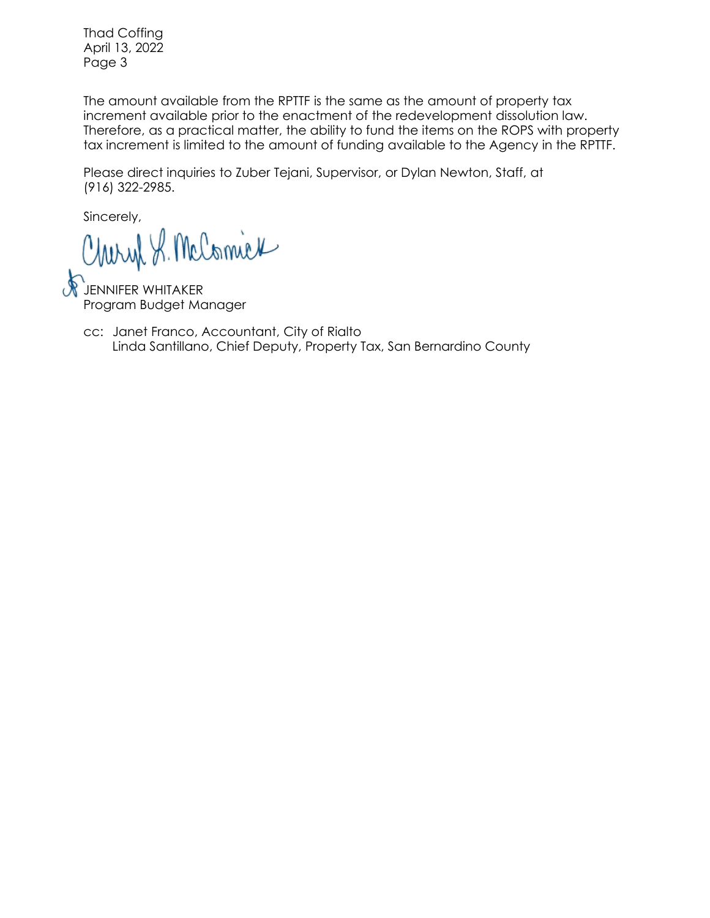The amount available from the RPTTF is the same as the amount of property tax increment available prior to the enactment of the redevelopment dissolution law. Therefore, as a practical matter, the ability to fund the items on the ROPS with property tax increment is limited to the amount of funding available to the Agency in the RPTTF.

Please direct inquiries to Zuber Tejani, Supervisor, or Dylan Newton, Staff, at (916) 322-2985.

Sincerely,

Cheryl L. McCormick

JENNIFER WHITAKER
Program Budget Manager

cc: Janet Franco, Accountant, City of Rialto
Linda Santillano, Chief Deputy, Property Tax, San Bernardino County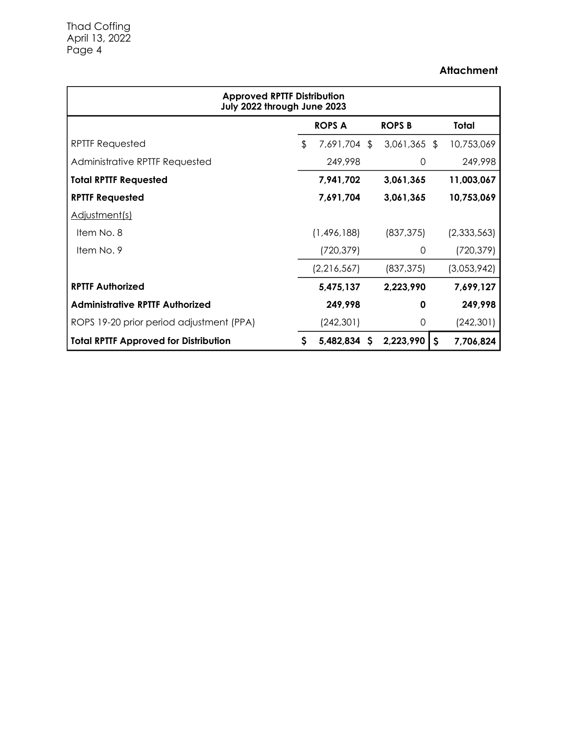**Attachment**

| Approved RPTTF Distribution<br>July 2022 through June 2023 | | | |
|---|---|---|---|
| | **ROPS A** | **ROPS B** | **Total** |
| RPTTF Requested | $ 7,691,704 | $ 3,061,365 | $ 10,753,069 |
| Administrative RPTTF Requested | 249,998 | 0 | 249,998 |
| **Total RPTTF Requested** | **7,941,702** | **3,061,365** | **11,003,067** |
| **RPTTF Requested** | **7,691,704** | **3,061,365** | **10,753,069** |
| Adjustment(s) | | | |
| Item No. 8 | (1,496,188) | (837,375) | (2,333,563) |
| Item No. 9 | (720,379) | 0 | (720,379) |
| | (2,216,567) | (837,375) | (3,053,942) |
| **RPTTF Authorized** | **5,475,137** | **2,223,990** | **7,699,127** |
| **Administrative RPTTF Authorized** | **249,998** | **0** | **249,998** |
| ROPS 19-20 prior period adjustment (PPA) | (242,301) | 0 | (242,301) |
| **Total RPTTF Approved for Distribution** | **$ 5,482,834** | **$ 2,223,990** | **$ 7,706,824** |